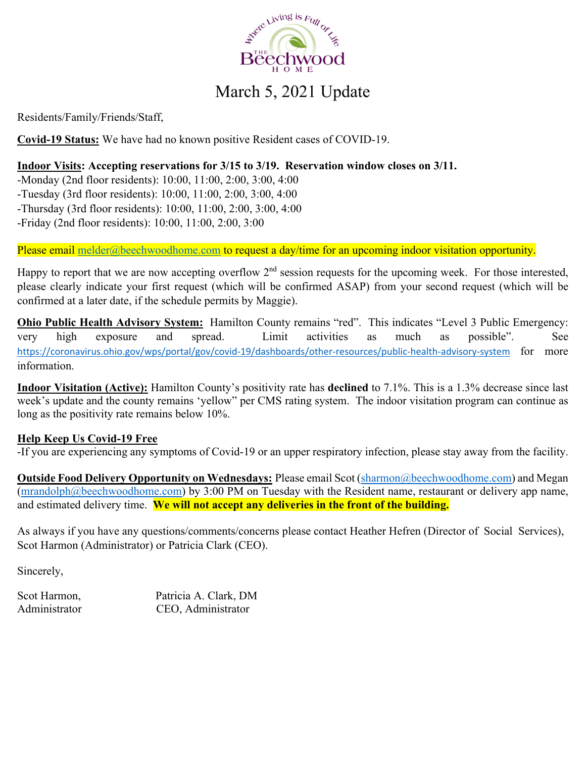# March 5, 2021 Update

Residents/Family/Friends/Staff,

**Covid-19 Status:** We have had no known positive Resident cases of COVID-19.

**Indoor Visits: Accepting reservations for 3/15 to 3/19. Reservation window closes on 3/11.**

- Monday (2nd floor residents): 10:00, 11:00, 2:00, 3:00, 4:00
- Tuesday (3rd floor residents): 10:00, 11:00, 2:00, 3:00, 4:00
- Thursday (3rd floor residents): 10:00, 11:00, 2:00, 3:00, 4:00
- Friday (2nd floor residents): 10:00, 11:00, 2:00, 3:00

Please email melder@beechwoodhome.com to request a day/time for an upcoming indoor visitation opportunity.

Happy to report that we are now accepting overflow 2nd session requests for the upcoming week. For those interested, please clearly indicate your first request (which will be confirmed ASAP) from your second request (which will be confirmed at a later date, if the schedule permits by Maggie).

**Ohio Public Health Advisory System:** Hamilton County remains "red". This indicates "Level 3 Public Emergency: very high exposure and spread. Limit activities as much as possible". See https://coronavirus.ohio.gov/wps/portal/gov/covid-19/dashboards/other-resources/public-health-advisory-system for more information.

**Indoor Visitation (Active):** Hamilton County's positivity rate has **declined** to 7.1%. This is a 1.3% decrease since last week's update and the county remains 'yellow" per CMS rating system. The indoor visitation program can continue as long as the positivity rate remains below 10%.

**Help Keep Us Covid-19 Free**

- If you are experiencing any symptoms of Covid-19 or an upper respiratory infection, please stay away from the facility.

**Outside Food Delivery Opportunity on Wednesdays:** Please email Scot (sharmon@beechwoodhome.com) and Megan (mrandolph@beechwoodhome.com) by 3:00 PM on Tuesday with the Resident name, restaurant or delivery app name, and estimated delivery time. **We will not accept any deliveries in the front of the building.**

As always if you have any questions/comments/concerns please contact Heather Hefren (Director of Social Services), Scot Harmon (Administrator) or Patricia Clark (CEO).

Sincerely,

Scot Harmon,
Administrator

Patricia A. Clark, DM
CEO, Administrator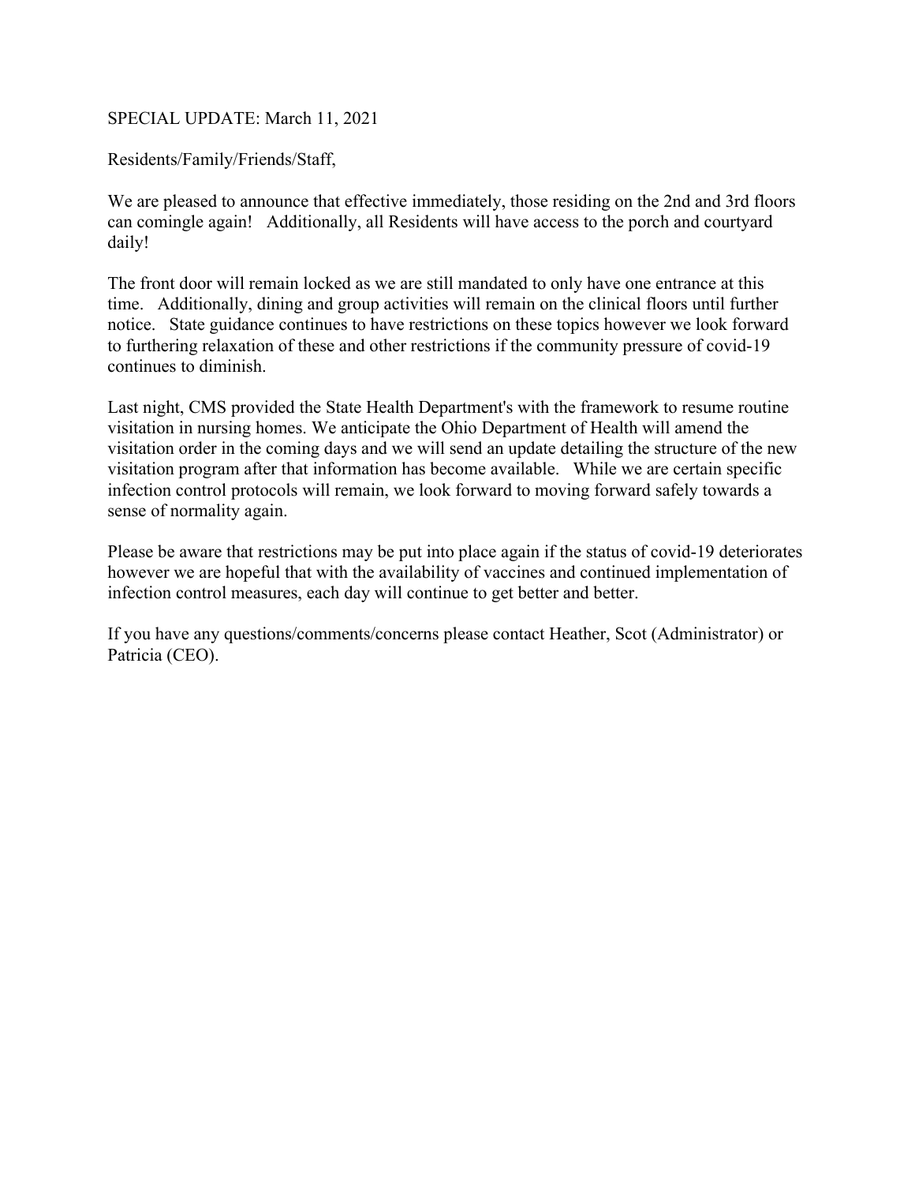SPECIAL UPDATE: March 11, 2021

Residents/Family/Friends/Staff,

We are pleased to announce that effective immediately, those residing on the 2nd and 3rd floors can comingle again! Additionally, all Residents will have access to the porch and courtyard daily!

The front door will remain locked as we are still mandated to only have one entrance at this time. Additionally, dining and group activities will remain on the clinical floors until further notice. State guidance continues to have restrictions on these topics however we look forward to furthering relaxation of these and other restrictions if the community pressure of covid-19 continues to diminish.

Last night, CMS provided the State Health Department's with the framework to resume routine visitation in nursing homes. We anticipate the Ohio Department of Health will amend the visitation order in the coming days and we will send an update detailing the structure of the new visitation program after that information has become available. While we are certain specific infection control protocols will remain, we look forward to moving forward safely towards a sense of normality again.

Please be aware that restrictions may be put into place again if the status of covid-19 deteriorates however we are hopeful that with the availability of vaccines and continued implementation of infection control measures, each day will continue to get better and better.

If you have any questions/comments/concerns please contact Heather, Scot (Administrator) or Patricia (CEO).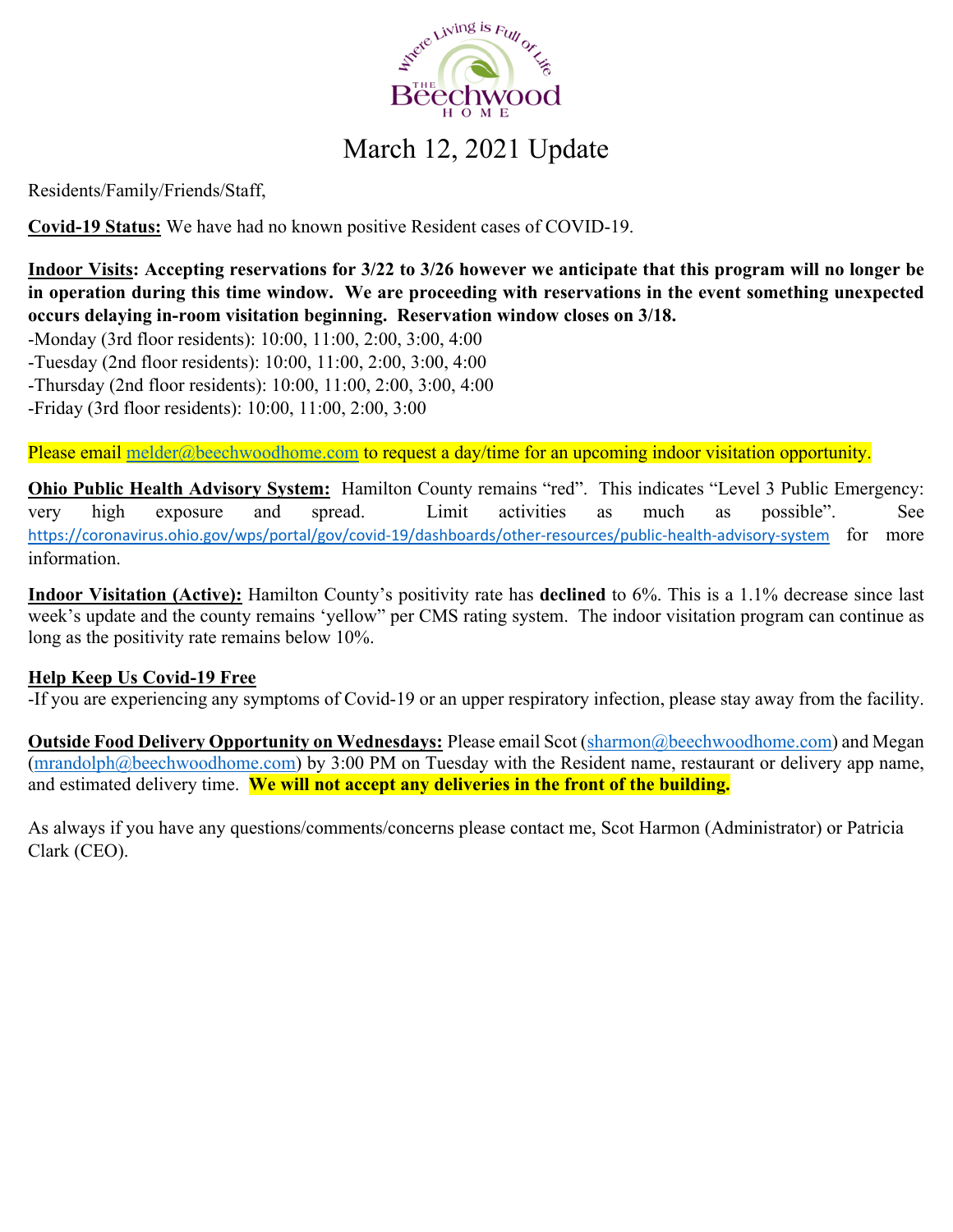# March 12, 2021 Update

Residents/Family/Friends/Staff,

**Covid-19 Status:** We have had no known positive Resident cases of COVID-19.

**Indoor Visits: Accepting reservations for 3/22 to 3/26 however we anticipate that this program will no longer be in operation during this time window. We are proceeding with reservations in the event something unexpected occurs delaying in-room visitation beginning. Reservation window closes on 3/18.**

-Monday (3rd floor residents): 10:00, 11:00, 2:00, 3:00, 4:00
-Tuesday (2nd floor residents): 10:00, 11:00, 2:00, 3:00, 4:00
-Thursday (2nd floor residents): 10:00, 11:00, 2:00, 3:00, 4:00
-Friday (3rd floor residents): 10:00, 11:00, 2:00, 3:00

Please email melder@beechwoodhome.com to request a day/time for an upcoming indoor visitation opportunity.

**Ohio Public Health Advisory System:** Hamilton County remains "red". This indicates "Level 3 Public Emergency: very high exposure and spread. Limit activities as much as possible". See https://coronavirus.ohio.gov/wps/portal/gov/covid-19/dashboards/other-resources/public-health-advisory-system for more information.

**Indoor Visitation (Active):** Hamilton County's positivity rate has **declined** to 6%. This is a 1.1% decrease since last week's update and the county remains 'yellow" per CMS rating system. The indoor visitation program can continue as long as the positivity rate remains below 10%.

**Help Keep Us Covid-19 Free**

-If you are experiencing any symptoms of Covid-19 or an upper respiratory infection, please stay away from the facility.

**Outside Food Delivery Opportunity on Wednesdays:** Please email Scot (sharmon@beechwoodhome.com) and Megan (mrandolph@beechwoodhome.com) by 3:00 PM on Tuesday with the Resident name, restaurant or delivery app name, and estimated delivery time. **We will not accept any deliveries in the front of the building.**

As always if you have any questions/comments/concerns please contact me, Scot Harmon (Administrator) or Patricia Clark (CEO).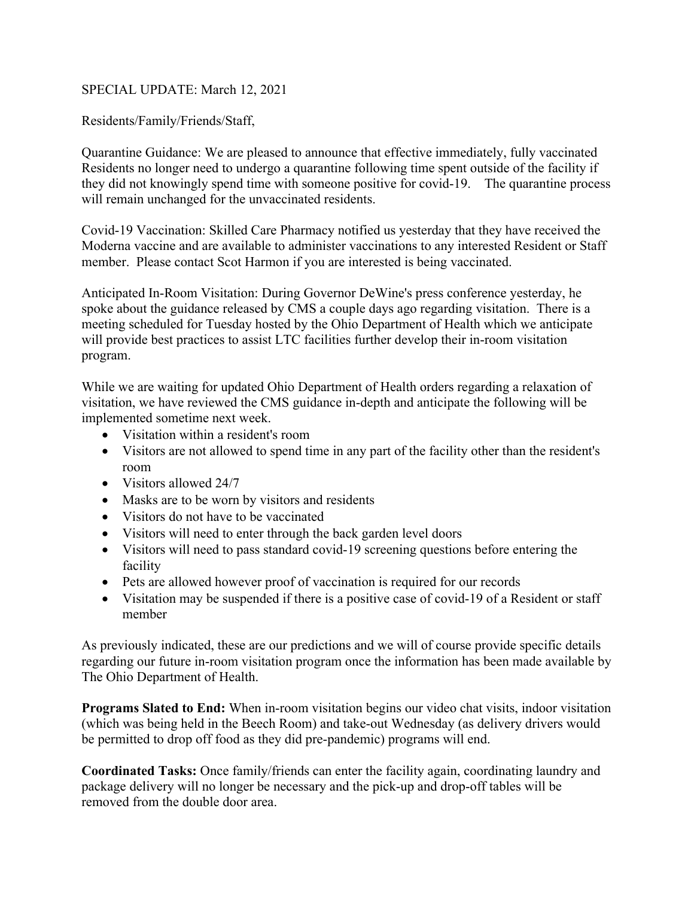SPECIAL UPDATE: March 12, 2021

Residents/Family/Friends/Staff,

Quarantine Guidance: We are pleased to announce that effective immediately, fully vaccinated Residents no longer need to undergo a quarantine following time spent outside of the facility if they did not knowingly spend time with someone positive for covid-19. The quarantine process will remain unchanged for the unvaccinated residents.

Covid-19 Vaccination: Skilled Care Pharmacy notified us yesterday that they have received the Moderna vaccine and are available to administer vaccinations to any interested Resident or Staff member. Please contact Scot Harmon if you are interested is being vaccinated.

Anticipated In-Room Visitation: During Governor DeWine's press conference yesterday, he spoke about the guidance released by CMS a couple days ago regarding visitation. There is a meeting scheduled for Tuesday hosted by the Ohio Department of Health which we anticipate will provide best practices to assist LTC facilities further develop their in-room visitation program.

While we are waiting for updated Ohio Department of Health orders regarding a relaxation of visitation, we have reviewed the CMS guidance in-depth and anticipate the following will be implemented sometime next week.

- Visitation within a resident's room
- Visitors are not allowed to spend time in any part of the facility other than the resident's room
- Visitors allowed 24/7
- Masks are to be worn by visitors and residents
- Visitors do not have to be vaccinated
- Visitors will need to enter through the back garden level doors
- Visitors will need to pass standard covid-19 screening questions before entering the facility
- Pets are allowed however proof of vaccination is required for our records
- Visitation may be suspended if there is a positive case of covid-19 of a Resident or staff member

As previously indicated, these are our predictions and we will of course provide specific details regarding our future in-room visitation program once the information has been made available by The Ohio Department of Health.

**Programs Slated to End:** When in-room visitation begins our video chat visits, indoor visitation (which was being held in the Beech Room) and take-out Wednesday (as delivery drivers would be permitted to drop off food as they did pre-pandemic) programs will end.

**Coordinated Tasks:** Once family/friends can enter the facility again, coordinating laundry and package delivery will no longer be necessary and the pick-up and drop-off tables will be removed from the double door area.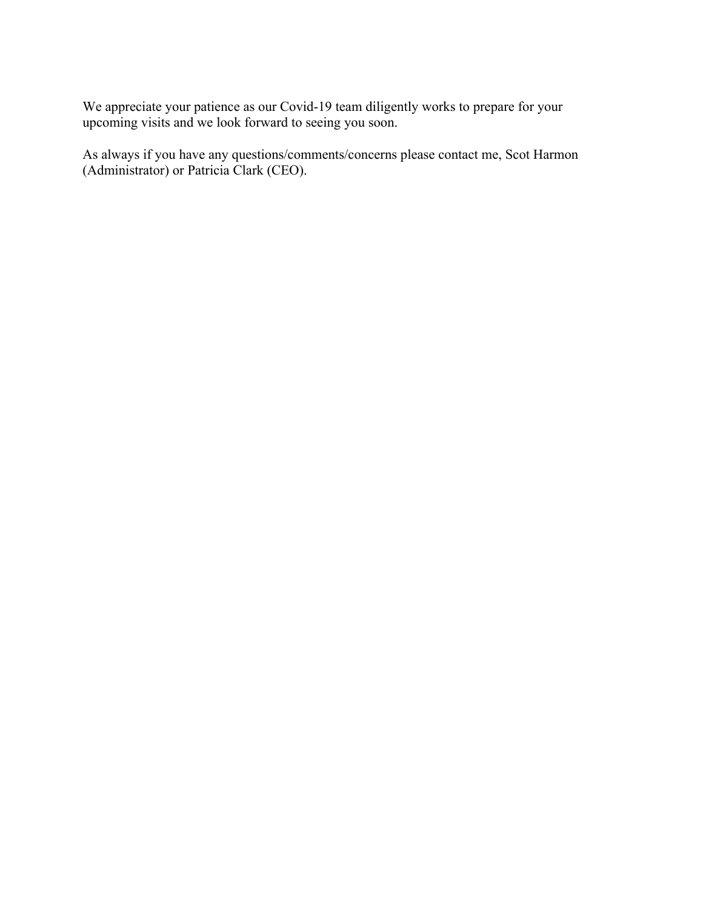We appreciate your patience as our Covid-19 team diligently works to prepare for your upcoming visits and we look forward to seeing you soon.

As always if you have any questions/comments/concerns please contact me, Scot Harmon (Administrator) or Patricia Clark (CEO).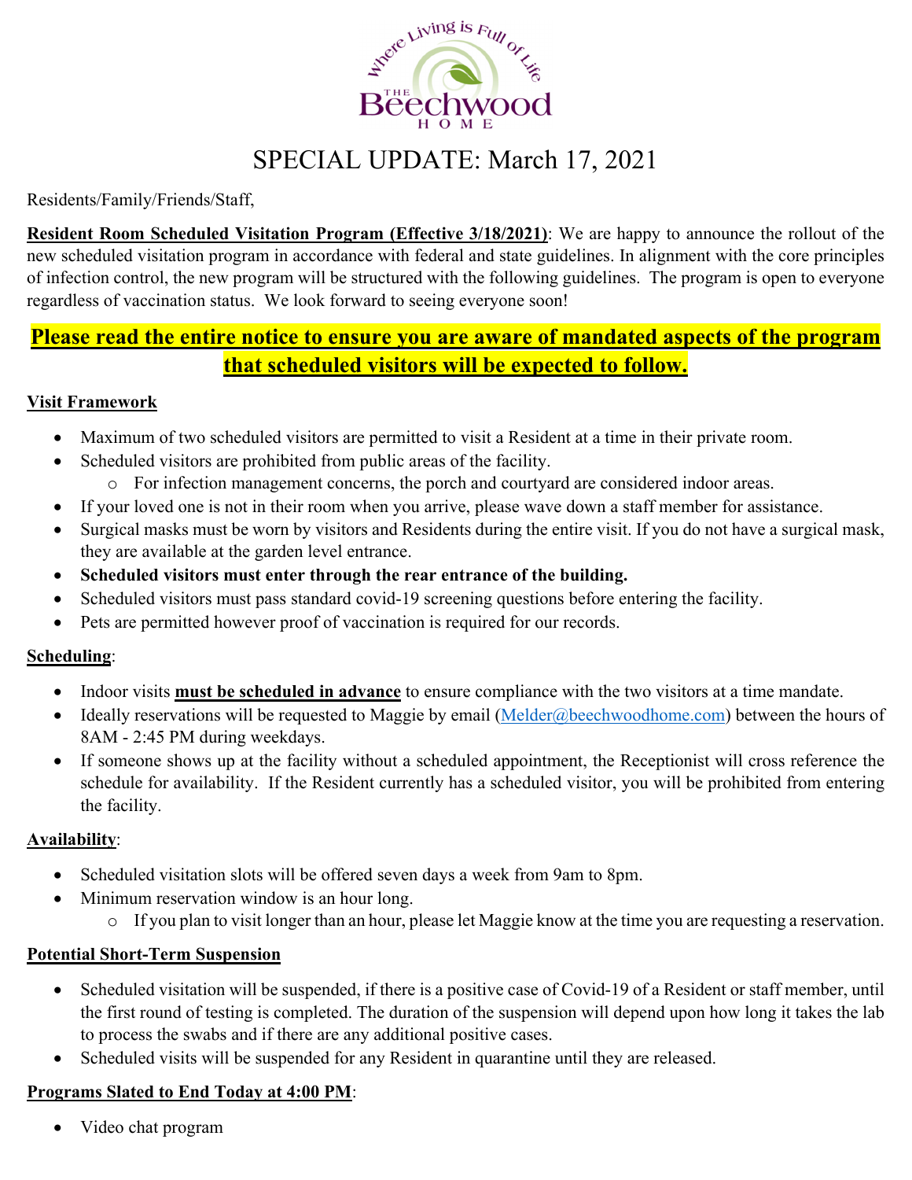# SPECIAL UPDATE: March 17, 2021

Residents/Family/Friends/Staff,

**Resident Room Scheduled Visitation Program (Effective 3/18/2021)**: We are happy to announce the rollout of the new scheduled visitation program in accordance with federal and state guidelines. In alignment with the core principles of infection control, the new program will be structured with the following guidelines. The program is open to everyone regardless of vaccination status. We look forward to seeing everyone soon!

**Please read the entire notice to ensure you are aware of mandated aspects of the program that scheduled visitors will be expected to follow.**

**Visit Framework**

- Maximum of two scheduled visitors are permitted to visit a Resident at a time in their private room.
- Scheduled visitors are prohibited from public areas of the facility.
  - For infection management concerns, the porch and courtyard are considered indoor areas.
- If your loved one is not in their room when you arrive, please wave down a staff member for assistance.
- Surgical masks must be worn by visitors and Residents during the entire visit. If you do not have a surgical mask, they are available at the garden level entrance.
- **Scheduled visitors must enter through the rear entrance of the building.**
- Scheduled visitors must pass standard covid-19 screening questions before entering the facility.
- Pets are permitted however proof of vaccination is required for our records.

**Scheduling**:

- Indoor visits **must be scheduled in advance** to ensure compliance with the two visitors at a time mandate.
- Ideally reservations will be requested to Maggie by email (Melder@beechwoodhome.com) between the hours of 8AM - 2:45 PM during weekdays.
- If someone shows up at the facility without a scheduled appointment, the Receptionist will cross reference the schedule for availability. If the Resident currently has a scheduled visitor, you will be prohibited from entering the facility.

**Availability**:

- Scheduled visitation slots will be offered seven days a week from 9am to 8pm.
- Minimum reservation window is an hour long.
  - If you plan to visit longer than an hour, please let Maggie know at the time you are requesting a reservation.

**Potential Short-Term Suspension**

- Scheduled visitation will be suspended, if there is a positive case of Covid-19 of a Resident or staff member, until the first round of testing is completed. The duration of the suspension will depend upon how long it takes the lab to process the swabs and if there are any additional positive cases.
- Scheduled visits will be suspended for any Resident in quarantine until they are released.

**Programs Slated to End Today at 4:00 PM**:

- Video chat program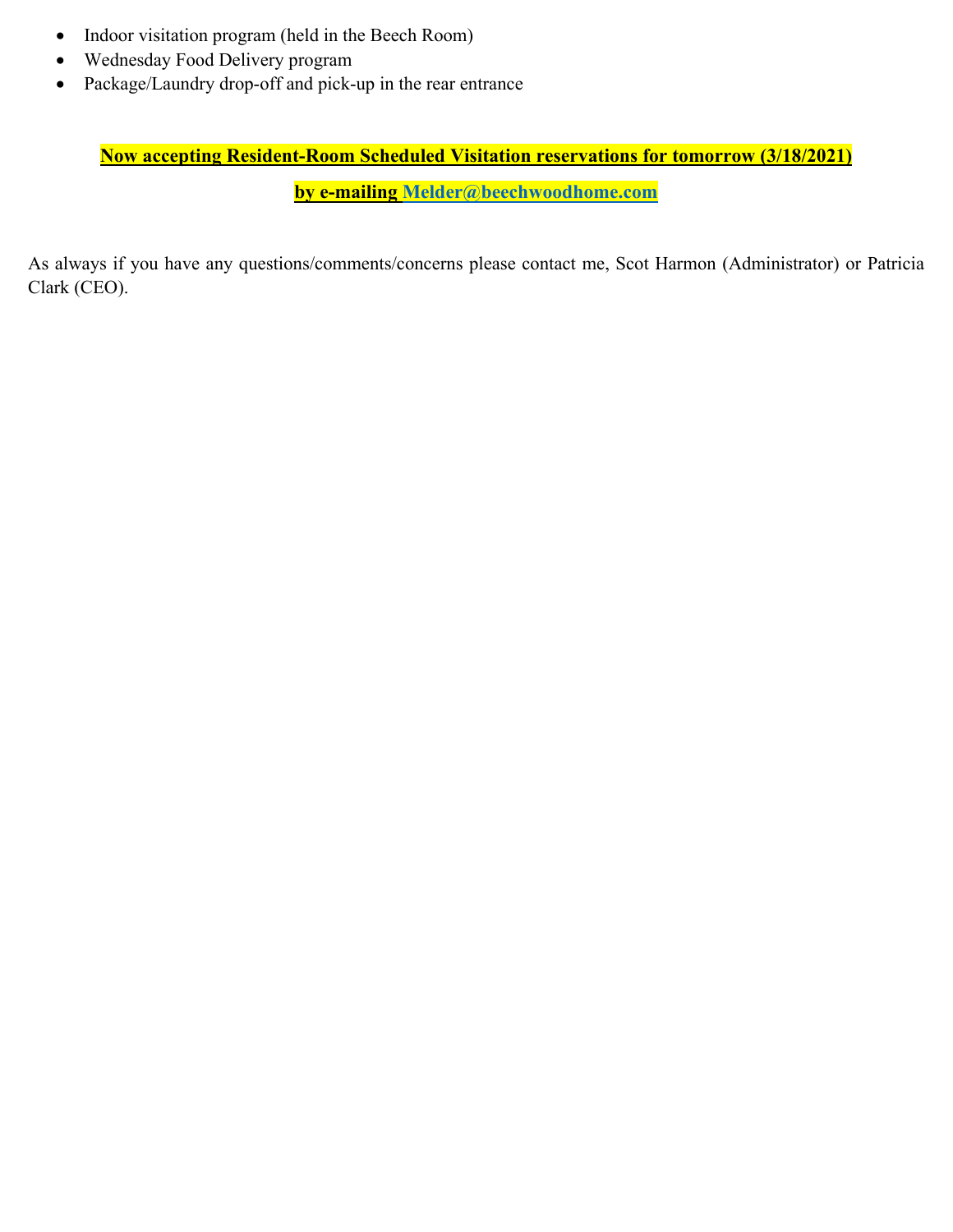- Indoor visitation program (held in the Beech Room)
- Wednesday Food Delivery program
- Package/Laundry drop-off and pick-up in the rear entrance

**Now accepting Resident-Room Scheduled Visitation reservations for tomorrow (3/18/2021)**

**by e-mailing Melder@beechwoodhome.com**

As always if you have any questions/comments/concerns please contact me, Scot Harmon (Administrator) or Patricia Clark (CEO).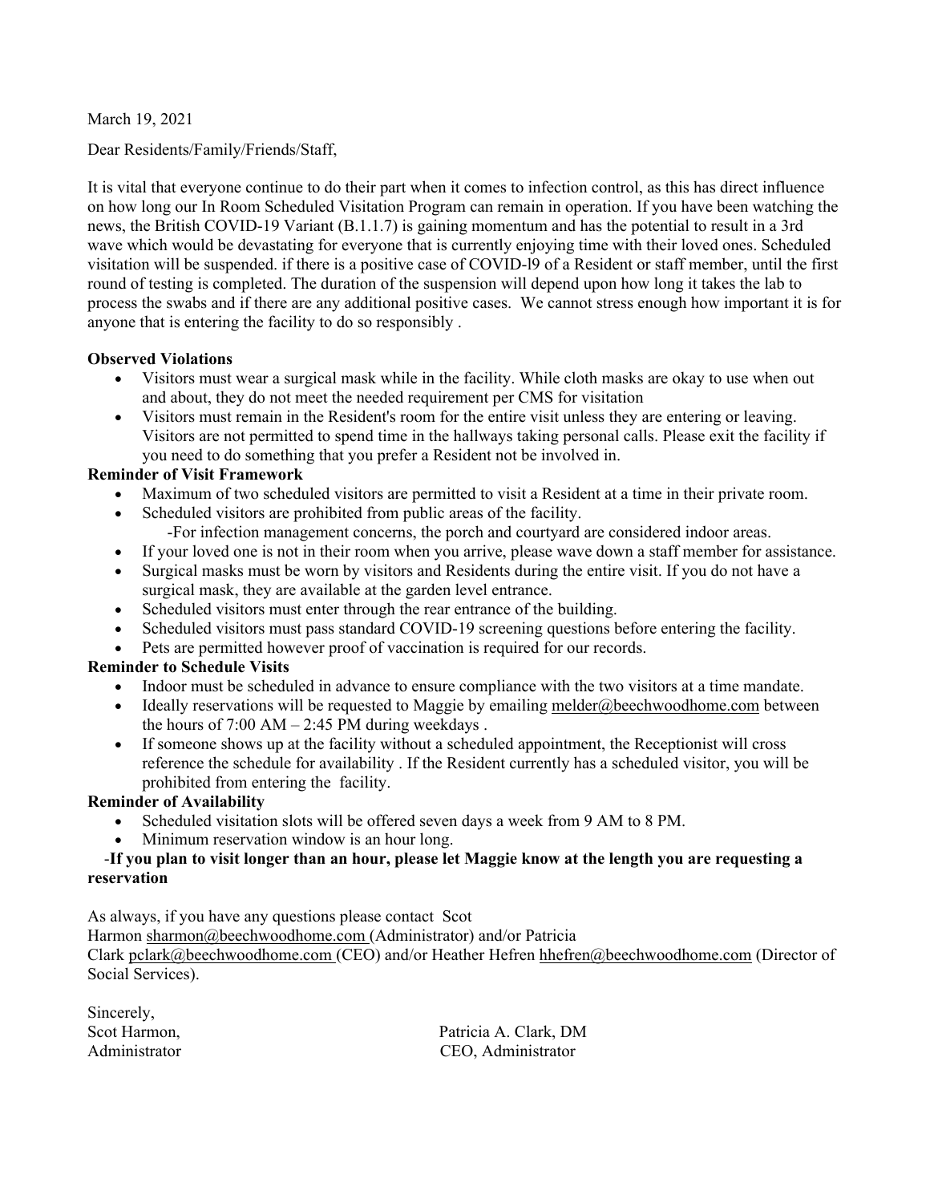March 19, 2021

Dear Residents/Family/Friends/Staff,

It is vital that everyone continue to do their part when it comes to infection control, as this has direct influence on how long our In Room Scheduled Visitation Program can remain in operation. If you have been watching the news, the British COVID-19 Variant (B.1.1.7) is gaining momentum and has the potential to result in a 3rd wave which would be devastating for everyone that is currently enjoying time with their loved ones. Scheduled visitation will be suspended. if there is a positive case of COVID-l9 of a Resident or staff member, until the first round of testing is completed. The duration of the suspension will depend upon how long it takes the lab to process the swabs and if there are any additional positive cases. We cannot stress enough how important it is for anyone that is entering the facility to do so responsibly .

**Observed Violations**

- Visitors must wear a surgical mask while in the facility. While cloth masks are okay to use when out and about, they do not meet the needed requirement per CMS for visitation
- Visitors must remain in the Resident's room for the entire visit unless they are entering or leaving. Visitors are not permitted to spend time in the hallways taking personal calls. Please exit the facility if you need to do something that you prefer a Resident not be involved in.

**Reminder of Visit Framework**

- Maximum of two scheduled visitors are permitted to visit a Resident at a time in their private room.
- Scheduled visitors are prohibited from public areas of the facility.
  - -For infection management concerns, the porch and courtyard are considered indoor areas.
- If your loved one is not in their room when you arrive, please wave down a staff member for assistance.
- Surgical masks must be worn by visitors and Residents during the entire visit. If you do not have a surgical mask, they are available at the garden level entrance.
- Scheduled visitors must enter through the rear entrance of the building.
- Scheduled visitors must pass standard COVID-19 screening questions before entering the facility.
- Pets are permitted however proof of vaccination is required for our records.

**Reminder to Schedule Visits**

- Indoor must be scheduled in advance to ensure compliance with the two visitors at a time mandate.
- Ideally reservations will be requested to Maggie by emailing melder@beechwoodhome.com between the hours of 7:00 AM – 2:45 PM during weekdays .
- If someone shows up at the facility without a scheduled appointment, the Receptionist will cross reference the schedule for availability . If the Resident currently has a scheduled visitor, you will be prohibited from entering the facility.

**Reminder of Availability**

- Scheduled visitation slots will be offered seven days a week from 9 AM to 8 PM.
- Minimum reservation window is an hour long.

**-If you plan to visit longer than an hour, please let Maggie know at the length you are requesting a reservation**

As always, if you have any questions please contact Scot Harmon sharmon@beechwoodhome.com (Administrator) and/or Patricia Clark pclark@beechwoodhome.com (CEO) and/or Heather Hefren hhefren@beechwoodhome.com (Director of Social Services).

Sincerely,

Scot Harmon,
Administrator

Patricia A. Clark, DM
CEO, Administrator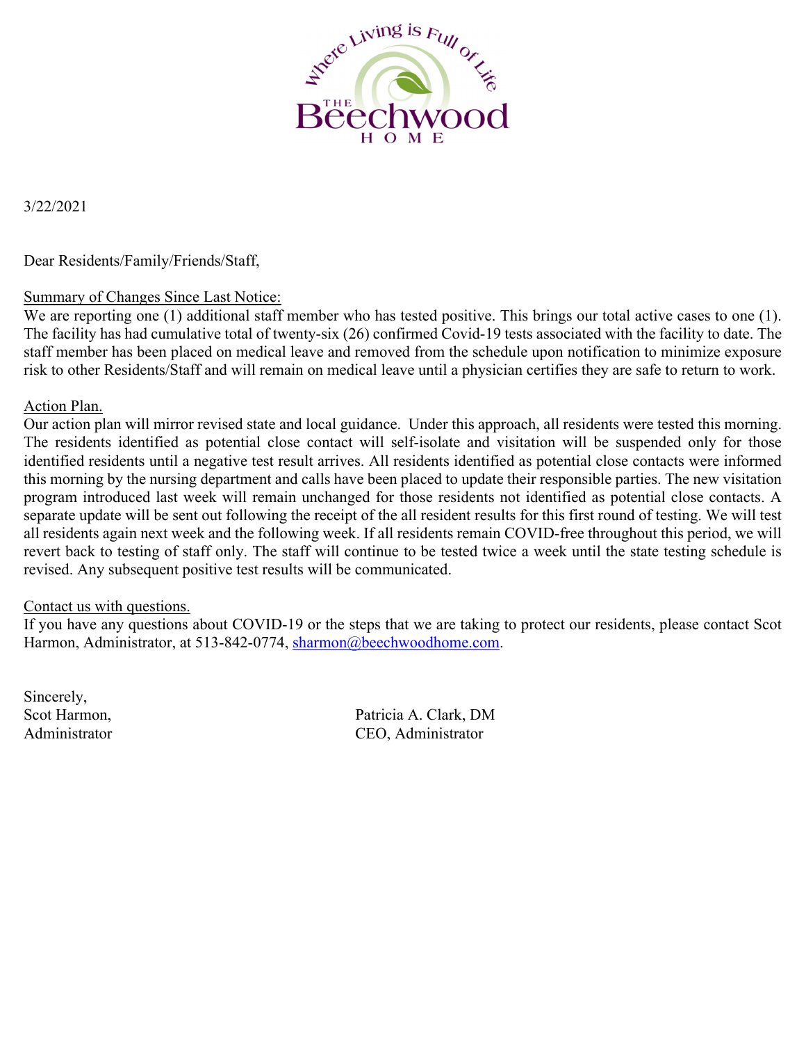Where Living is Full of Life

THE Beechwood HOME

3/22/2021

Dear Residents/Family/Friends/Staff,

Summary of Changes Since Last Notice:

We are reporting one (1) additional staff member who has tested positive. This brings our total active cases to one (1). The facility has had cumulative total of twenty-six (26) confirmed Covid-19 tests associated with the facility to date. The staff member has been placed on medical leave and removed from the schedule upon notification to minimize exposure risk to other Residents/Staff and will remain on medical leave until a physician certifies they are safe to return to work.

Action Plan.

Our action plan will mirror revised state and local guidance. Under this approach, all residents were tested this morning. The residents identified as potential close contact will self-isolate and visitation will be suspended only for those identified residents until a negative test result arrives. All residents identified as potential close contacts were informed this morning by the nursing department and calls have been placed to update their responsible parties. The new visitation program introduced last week will remain unchanged for those residents not identified as potential close contacts. A separate update will be sent out following the receipt of the all resident results for this first round of testing. We will test all residents again next week and the following week. If all residents remain COVID-free throughout this period, we will revert back to testing of staff only. The staff will continue to be tested twice a week until the state testing schedule is revised. Any subsequent positive test results will be communicated.

Contact us with questions.

If you have any questions about COVID-19 or the steps that we are taking to protect our residents, please contact Scot Harmon, Administrator, at 513-842-0774, sharmon@beechwoodhome.com.

Sincerely,

Scot Harmon,
Administrator

Patricia A. Clark, DM
CEO, Administrator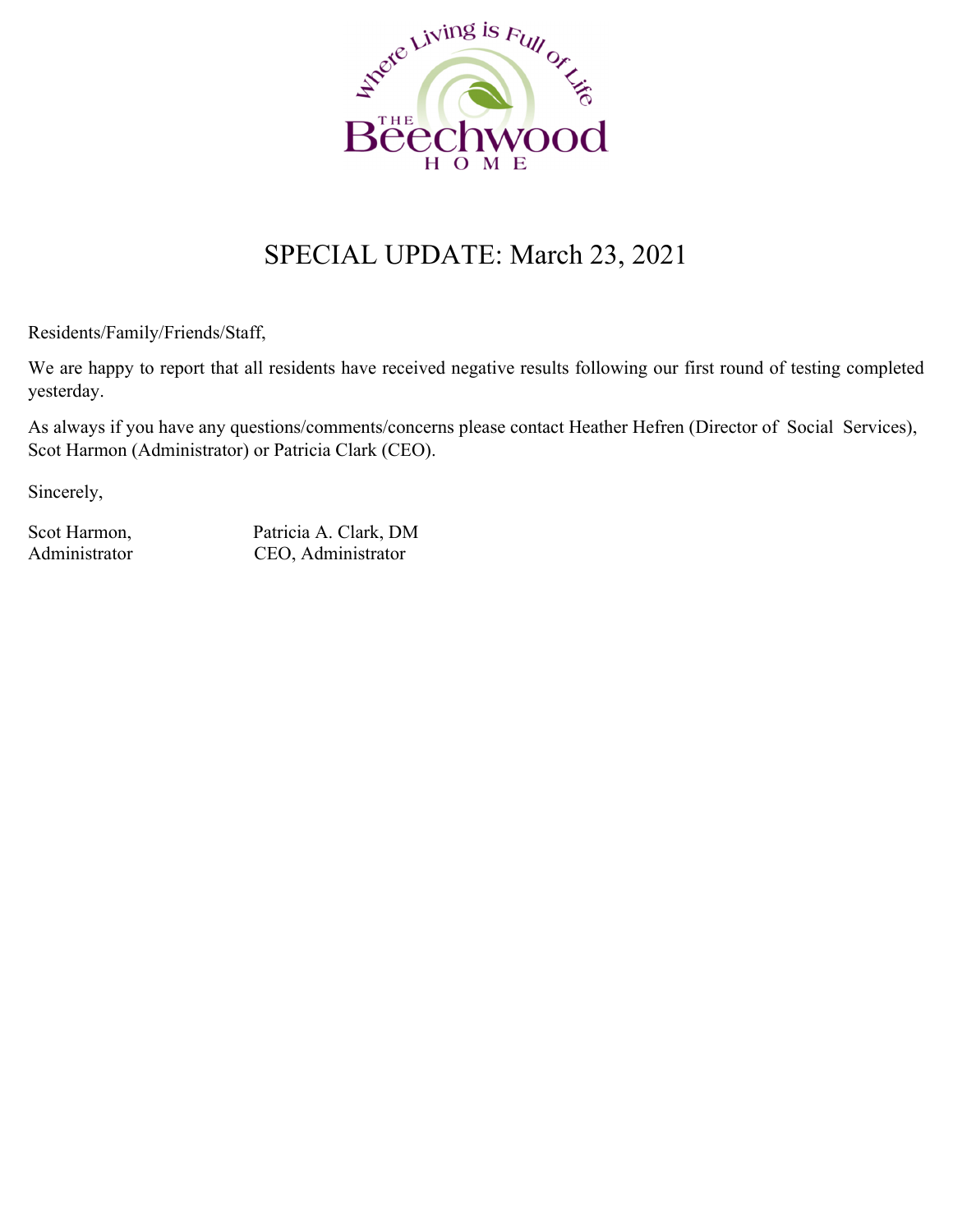# SPECIAL UPDATE: March 23, 2021

Residents/Family/Friends/Staff,

We are happy to report that all residents have received negative results following our first round of testing completed yesterday.

As always if you have any questions/comments/concerns please contact Heather Hefren (Director of Social Services), Scot Harmon (Administrator) or Patricia Clark (CEO).

Sincerely,

Scot Harmon,
Administrator

Patricia A. Clark, DM
CEO, Administrator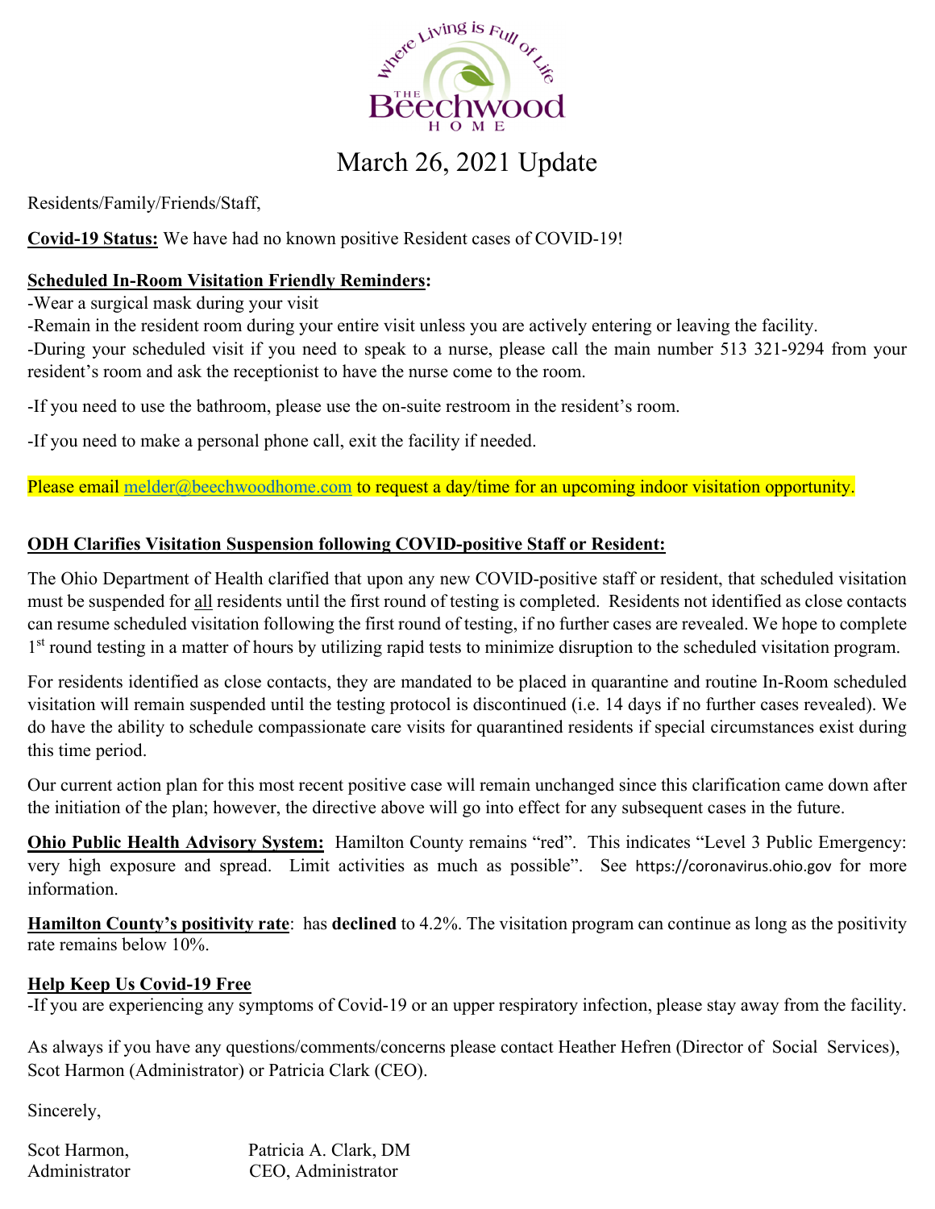Where Living is Full of Life

THE Beechwood HOME

# March 26, 2021 Update

Residents/Family/Friends/Staff,

**Covid-19 Status:** We have had no known positive Resident cases of COVID-19!

**Scheduled In-Room Visitation Friendly Reminders:**

-Wear a surgical mask during your visit

-Remain in the resident room during your entire visit unless you are actively entering or leaving the facility.

-During your scheduled visit if you need to speak to a nurse, please call the main number 513 321-9294 from your resident's room and ask the receptionist to have the nurse come to the room.

-If you need to use the bathroom, please use the on-suite restroom in the resident's room.

-If you need to make a personal phone call, exit the facility if needed.

Please email melder@beechwoodhome.com to request a day/time for an upcoming indoor visitation opportunity.

**ODH Clarifies Visitation Suspension following COVID-positive Staff or Resident:**

The Ohio Department of Health clarified that upon any new COVID-positive staff or resident, that scheduled visitation must be suspended for all residents until the first round of testing is completed. Residents not identified as close contacts can resume scheduled visitation following the first round of testing, if no further cases are revealed. We hope to complete 1st round testing in a matter of hours by utilizing rapid tests to minimize disruption to the scheduled visitation program.

For residents identified as close contacts, they are mandated to be placed in quarantine and routine In-Room scheduled visitation will remain suspended until the testing protocol is discontinued (i.e. 14 days if no further cases revealed). We do have the ability to schedule compassionate care visits for quarantined residents if special circumstances exist during this time period.

Our current action plan for this most recent positive case will remain unchanged since this clarification came down after the initiation of the plan; however, the directive above will go into effect for any subsequent cases in the future.

**Ohio Public Health Advisory System:** Hamilton County remains "red". This indicates "Level 3 Public Emergency: very high exposure and spread. Limit activities as much as possible". See https://coronavirus.ohio.gov for more information.

**Hamilton County's positivity rate**: has **declined** to 4.2%. The visitation program can continue as long as the positivity rate remains below 10%.

**Help Keep Us Covid-19 Free**

-If you are experiencing any symptoms of Covid-19 or an upper respiratory infection, please stay away from the facility.

As always if you have any questions/comments/concerns please contact Heather Hefren (Director of Social Services), Scot Harmon (Administrator) or Patricia Clark (CEO).

Sincerely,

Scot Harmon, Administrator

Patricia A. Clark, DM, CEO, Administrator